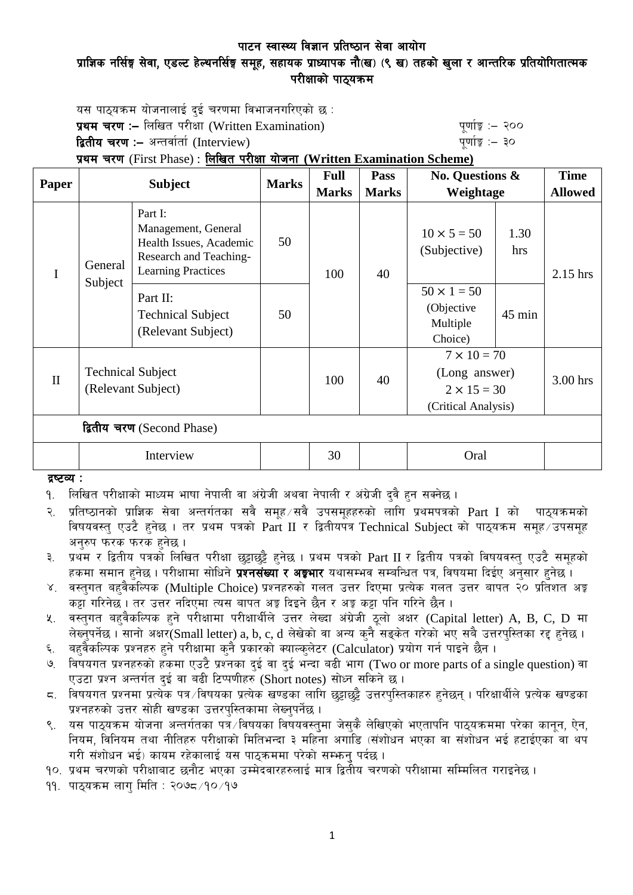# पाटन स्वास्थ्य विज्ञान प्रतिष्ठान सेवा आयोग

## प्राज्ञिक नर्सिङ्ग सेवा, एडल्ट हेल्थनर्सिङ्ग समूह, सहायक प्राध्यापक नौ(ख) (९ ख) तहको खुला र आन्तरिक प्रतियोगितात्मक परीक्षाको पाठ्यक्रम

यस पाठ्यक्रम योजनालाई दुई चरणमा विभाजनगरिएको छ :

**प्रथम चरण :–** लिखित परीक्षा (Written Examination) पूर्णाङ्क :– २००

**द्वितीय चरण :–** अन्तर्वार्ता (Interview) पूर्णाङ्क :– ३०

**प्रथम चरण** (First Phase) : **लिखित परीक्षा योजना (Written Examination Scheme)**

| Paper | Subject | | Marks | Full Marks | Pass Marks | No. Questions & Weightage | | Time Allowed |
|---|---|---|---|---|---|---|---|---|
| I | General Subject | Part I: Management, General Health Issues, Academic Research and Teaching-Learning Practices | 50 | 100 | 40 | 10 × 5 = 50 (Subjective) | 1.30 hrs | 2.15 hrs |
| | | Part II: Technical Subject (Relevant Subject) | 50 | | | 50 × 1 = 50 (Objective Multiple Choice) | 45 min | |
| II | Technical Subject (Relevant Subject) | | | 100 | 40 | 7 × 10 = 70 (Long answer) 2 × 15 = 30 (Critical Analysis) | | 3.00 hrs |
| **द्वितीय चरण** (Second Phase) | | | | | | | | |
| | Interview | | | 30 | | Oral | | |

**द्रष्टव्य :**

१. लिखित परीक्षाको माध्यम भाषा नेपाली वा अंग्रेजी अथवा नेपाली र अंग्रेजी दुवै हुन सक्नेछ ।

२. प्रतिष्ठानको प्राज्ञिक सेवा अन्तर्गतका सवै समूह/सवै उपसमूहहरुको लागि प्रथमपत्रको Part I को पाठ्यक्रमको विषयवस्तु एउटै हुनेछ । तर प्रथम पत्रको Part II र द्वितीयपत्र Technical Subject को पाठ्यक्रम समूह/उपसमूह अनुरुप फरक फरक हुनेछ ।

३. प्रथम र द्वितीय पत्रको लिखित परीक्षा छुट्टाछुट्टै हुनेछ । प्रथम पत्रको Part II र द्वितीय पत्रको विषयवस्तु एउटै समूहको हकमा समान हुनेछ । परीक्षामा सोधिने **प्रश्नसंख्या र अङ्कभार** यथासम्भव सम्बन्धित पत्र, विषयमा दिईए अनुसार हुनेछ ।

४. वस्तुगत बहुवैकल्पिक (Multiple Choice) प्रश्नहरुको गलत उत्तर दिएमा प्रत्येक गलत उत्तर बापत २० प्रतिशत अङ्क कट्टा गरिनेछ । तर उत्तर नदिएमा त्यस बापत अङ्क दिइने छैन र अङ्क कट्टा पनि गरिने छैन ।

५. वस्तुगत बहुवैकल्पिक हुने परीक्षामा परीक्षार्थीले उत्तर लेख्दा अंग्रेजी ठूलो अक्षर (Capital letter) A, B, C, D मा लेख्नुपर्नेछ । सानो अक्षर(Small letter) a, b, c, d लेखेको वा अन्य कुनै सङ्केत गरेको भए सबै उत्तरपुस्तिका रद्द हुनेछ ।

६. बहुवैकल्पिक प्रश्नहरु हुने परीक्षामा कुनै प्रकारको क्याल्कुलेटर (Calculator) प्रयोग गर्न पाइने छैन ।

७. विषयगत प्रश्नहरुको हकमा एउटै प्रश्नका दुई वा दुई भन्दा बढी भाग (Two or more parts of a single question) वा एउटा प्रश्न अन्तर्गत दुई वा बढी टिप्पणीहरु (Short notes) सोध्न सकिने छ ।

८. विषयगत प्रश्नमा प्रत्येक पत्र/विषयका प्रत्येक खण्डका लागि छुट्टाछुट्टै उत्तरपुस्तिकाहरु हुनेछन् । परिक्षार्थीले प्रत्येक खण्डका प्रश्नहरुको उत्तर सोही खण्डका उत्तरपुस्तिकामा लेख्नुपर्नेछ ।

९. यस पाठ्यक्रम योजना अन्तर्गतका पत्र/विषयका विषयवस्तुमा जेसुकै लेखिएको भएतापनि पाठ्यक्रममा परेका कानून, ऐन, नियम, विनियम तथा नीतिहरु परीक्षाको मितिभन्दा ३ महिना अगाडि (संशोधन भएका वा संशोधन भई हटाईएका वा थप गरी संशोधन भई) कायम रहेकालाई यस पाठ्क्रममा परेको सम्झनु पर्दछ ।

१०. प्रथम चरणको परीक्षाबाट छनौट भएका उम्मेदवारहरुलाई मात्र द्वितीय चरणको परीक्षामा सम्मिलित गराइनेछ ।

११. पाठ्यक्रम लागु मिति : २०७८/१०/१७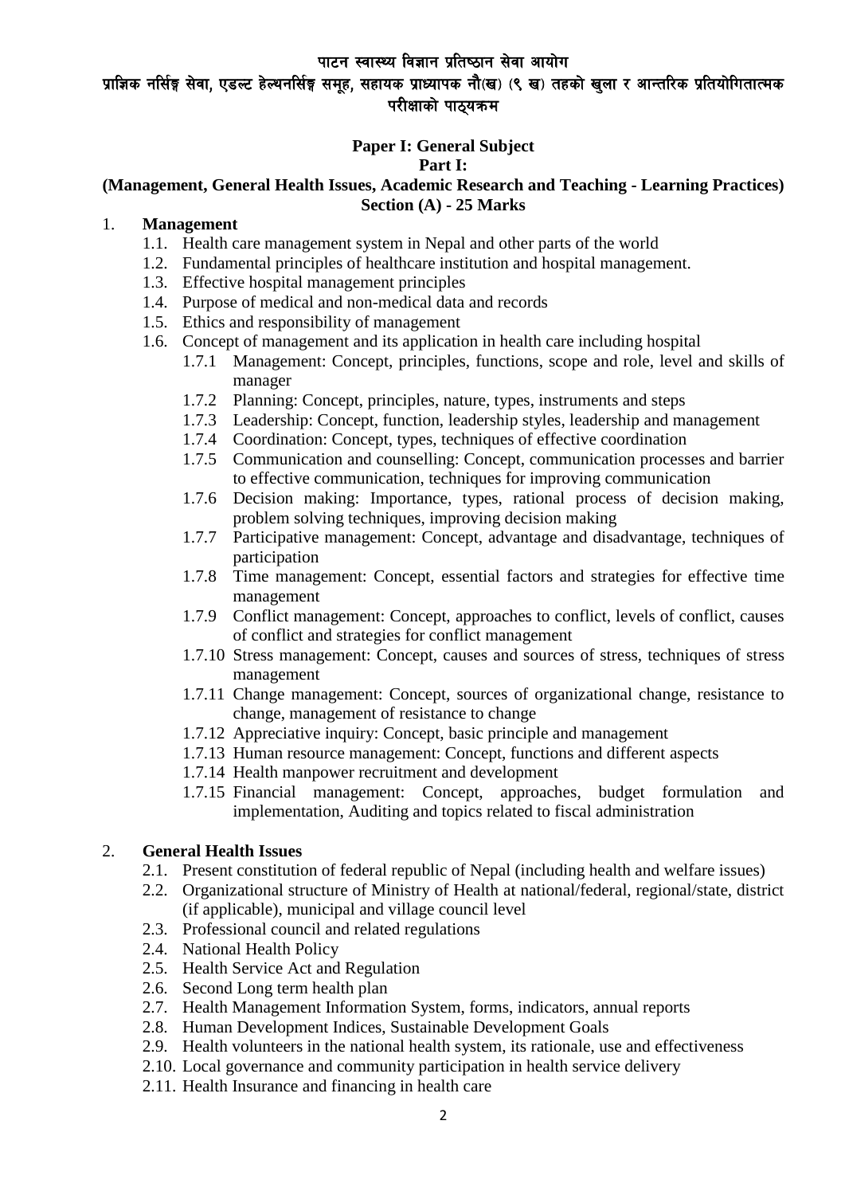पाटन स्वास्थ्य विज्ञान प्रतिष्ठान सेवा आयोग

प्राज्ञिक नर्सिङ्ग सेवा, एडल्ट हेल्थनर्सिङ्ग समूह, सहायक प्राध्यापक नौ(ख) (९ ख) तहको खुला र आन्तरिक प्रतियोगितात्मक परीक्षाको पाठ्यक्रम

## Paper I: General Subject

### Part I:

### (Management, General Health Issues, Academic Research and Teaching - Learning Practices)

### Section (A) - 25 Marks

1. **Management**
   - 1.1. Health care management system in Nepal and other parts of the world
   - 1.2. Fundamental principles of healthcare institution and hospital management.
   - 1.3. Effective hospital management principles
   - 1.4. Purpose of medical and non-medical data and records
   - 1.5. Ethics and responsibility of management
   - 1.6. Concept of management and its application in health care including hospital
     - 1.7.1 Management: Concept, principles, functions, scope and role, level and skills of manager
     - 1.7.2 Planning: Concept, principles, nature, types, instruments and steps
     - 1.7.3 Leadership: Concept, function, leadership styles, leadership and management
     - 1.7.4 Coordination: Concept, types, techniques of effective coordination
     - 1.7.5 Communication and counselling: Concept, communication processes and barrier to effective communication, techniques for improving communication
     - 1.7.6 Decision making: Importance, types, rational process of decision making, problem solving techniques, improving decision making
     - 1.7.7 Participative management: Concept, advantage and disadvantage, techniques of participation
     - 1.7.8 Time management: Concept, essential factors and strategies for effective time management
     - 1.7.9 Conflict management: Concept, approaches to conflict, levels of conflict, causes of conflict and strategies for conflict management
     - 1.7.10 Stress management: Concept, causes and sources of stress, techniques of stress management
     - 1.7.11 Change management: Concept, sources of organizational change, resistance to change, management of resistance to change
     - 1.7.12 Appreciative inquiry: Concept, basic principle and management
     - 1.7.13 Human resource management: Concept, functions and different aspects
     - 1.7.14 Health manpower recruitment and development
     - 1.7.15 Financial management: Concept, approaches, budget formulation and implementation, Auditing and topics related to fiscal administration

2. **General Health Issues**
   - 2.1. Present constitution of federal republic of Nepal (including health and welfare issues)
   - 2.2. Organizational structure of Ministry of Health at national/federal, regional/state, district (if applicable), municipal and village council level
   - 2.3. Professional council and related regulations
   - 2.4. National Health Policy
   - 2.5. Health Service Act and Regulation
   - 2.6. Second Long term health plan
   - 2.7. Health Management Information System, forms, indicators, annual reports
   - 2.8. Human Development Indices, Sustainable Development Goals
   - 2.9. Health volunteers in the national health system, its rationale, use and effectiveness
   - 2.10. Local governance and community participation in health service delivery
   - 2.11. Health Insurance and financing in health care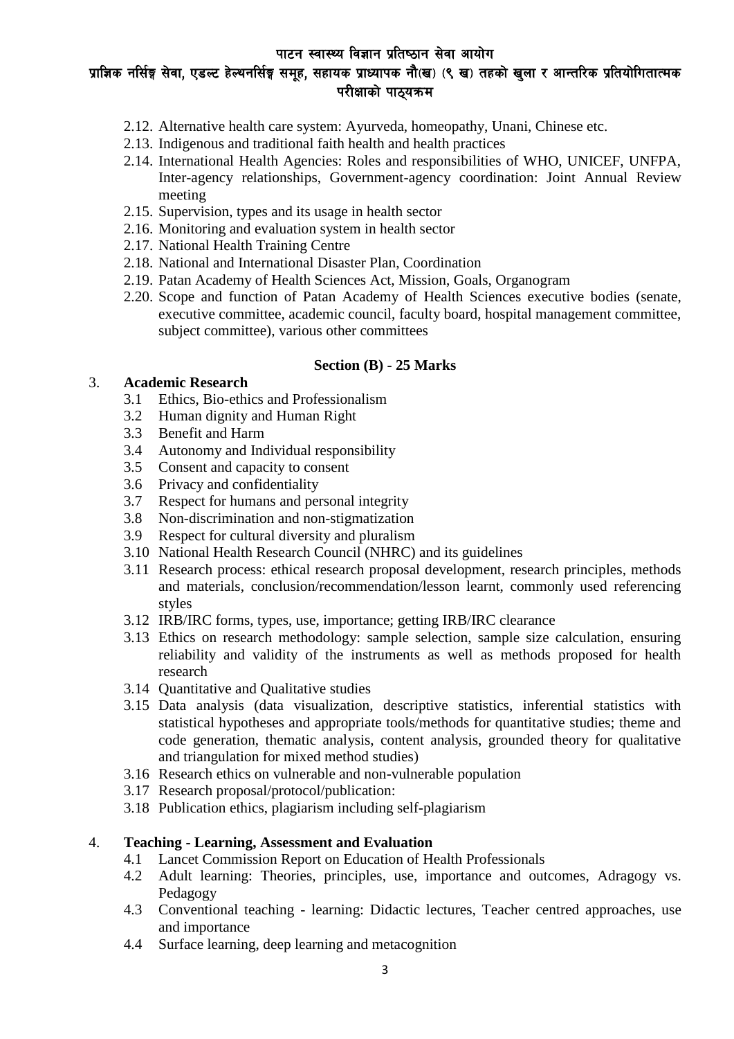2.12. Alternative health care system: Ayurveda, homeopathy, Unani, Chinese etc.
2.13. Indigenous and traditional faith health and health practices
2.14. International Health Agencies: Roles and responsibilities of WHO, UNICEF, UNFPA, Inter-agency relationships, Government-agency coordination: Joint Annual Review meeting
2.15. Supervision, types and its usage in health sector
2.16. Monitoring and evaluation system in health sector
2.17. National Health Training Centre
2.18. National and International Disaster Plan, Coordination
2.19. Patan Academy of Health Sciences Act, Mission, Goals, Organogram
2.20. Scope and function of Patan Academy of Health Sciences executive bodies (senate, executive committee, academic council, faculty board, hospital management committee, subject committee), various other committees

**Section (B) - 25 Marks**

3. **Academic Research**
   - 3.1 Ethics, Bio-ethics and Professionalism
   - 3.2 Human dignity and Human Right
   - 3.3 Benefit and Harm
   - 3.4 Autonomy and Individual responsibility
   - 3.5 Consent and capacity to consent
   - 3.6 Privacy and confidentiality
   - 3.7 Respect for humans and personal integrity
   - 3.8 Non-discrimination and non-stigmatization
   - 3.9 Respect for cultural diversity and pluralism
   - 3.10 National Health Research Council (NHRC) and its guidelines
   - 3.11 Research process: ethical research proposal development, research principles, methods and materials, conclusion/recommendation/lesson learnt, commonly used referencing styles
   - 3.12 IRB/IRC forms, types, use, importance; getting IRB/IRC clearance
   - 3.13 Ethics on research methodology: sample selection, sample size calculation, ensuring reliability and validity of the instruments as well as methods proposed for health research
   - 3.14 Quantitative and Qualitative studies
   - 3.15 Data analysis (data visualization, descriptive statistics, inferential statistics with statistical hypotheses and appropriate tools/methods for quantitative studies; theme and code generation, thematic analysis, content analysis, grounded theory for qualitative and triangulation for mixed method studies)
   - 3.16 Research ethics on vulnerable and non-vulnerable population
   - 3.17 Research proposal/protocol/publication:
   - 3.18 Publication ethics, plagiarism including self-plagiarism

4. **Teaching - Learning, Assessment and Evaluation**
   - 4.1 Lancet Commission Report on Education of Health Professionals
   - 4.2 Adult learning: Theories, principles, use, importance and outcomes, Adragogy vs. Pedagogy
   - 4.3 Conventional teaching - learning: Didactic lectures, Teacher centred approaches, use and importance
   - 4.4 Surface learning, deep learning and metacognition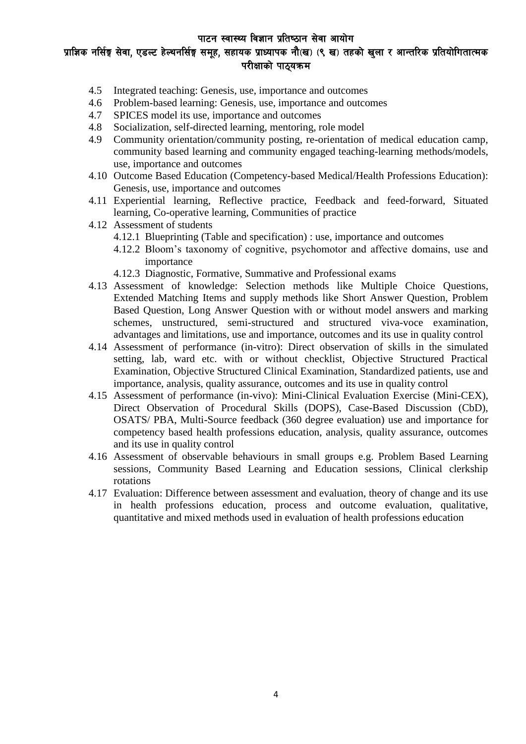- 4.5 Integrated teaching: Genesis, use, importance and outcomes
- 4.6 Problem-based learning: Genesis, use, importance and outcomes
- 4.7 SPICES model its use, importance and outcomes
- 4.8 Socialization, self-directed learning, mentoring, role model
- 4.9 Community orientation/community posting, re-orientation of medical education camp, community based learning and community engaged teaching-learning methods/models, use, importance and outcomes
- 4.10 Outcome Based Education (Competency-based Medical/Health Professions Education): Genesis, use, importance and outcomes
- 4.11 Experiential learning, Reflective practice, Feedback and feed-forward, Situated learning, Co-operative learning, Communities of practice
- 4.12 Assessment of students
  - 4.12.1 Blueprinting (Table and specification) : use, importance and outcomes
  - 4.12.2 Bloom's taxonomy of cognitive, psychomotor and affective domains, use and importance
  - 4.12.3 Diagnostic, Formative, Summative and Professional exams
- 4.13 Assessment of knowledge: Selection methods like Multiple Choice Questions, Extended Matching Items and supply methods like Short Answer Question, Problem Based Question, Long Answer Question with or without model answers and marking schemes, unstructured, semi-structured and structured viva-voce examination, advantages and limitations, use and importance, outcomes and its use in quality control
- 4.14 Assessment of performance (in-vitro): Direct observation of skills in the simulated setting, lab, ward etc. with or without checklist, Objective Structured Practical Examination, Objective Structured Clinical Examination, Standardized patients, use and importance, analysis, quality assurance, outcomes and its use in quality control
- 4.15 Assessment of performance (in-vivo): Mini-Clinical Evaluation Exercise (Mini-CEX), Direct Observation of Procedural Skills (DOPS), Case-Based Discussion (CbD), OSATS/ PBA, Multi-Source feedback (360 degree evaluation) use and importance for competency based health professions education, analysis, quality assurance, outcomes and its use in quality control
- 4.16 Assessment of observable behaviours in small groups e.g. Problem Based Learning sessions, Community Based Learning and Education sessions, Clinical clerkship rotations
- 4.17 Evaluation: Difference between assessment and evaluation, theory of change and its use in health professions education, process and outcome evaluation, qualitative, quantitative and mixed methods used in evaluation of health professions education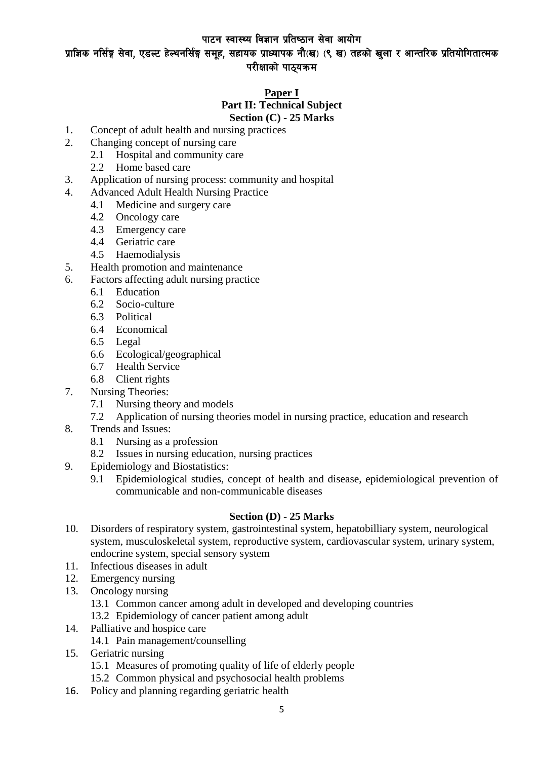पाटन स्वास्थ्य विज्ञान प्रतिष्ठान सेवा आयोग

प्राज्ञिक नर्सिङ्ग सेवा, एडल्ट हेल्थनर्सिङ्ग समूह, सहायक प्राध्यापक नौ(ख) (९ ख) तहको खुला र आन्तरिक प्रतियोगितात्मक परीक्षाको पाठ्यक्रम

## Paper I

### Part II: Technical Subject

### Section (C) - 25 Marks

1. Concept of adult health and nursing practices
2. Changing concept of nursing care
   - 2.1 Hospital and community care
   - 2.2 Home based care
3. Application of nursing process: community and hospital
4. Advanced Adult Health Nursing Practice
   - 4.1 Medicine and surgery care
   - 4.2 Oncology care
   - 4.3 Emergency care
   - 4.4 Geriatric care
   - 4.5 Haemodialysis
5. Health promotion and maintenance
6. Factors affecting adult nursing practice
   - 6.1 Education
   - 6.2 Socio-culture
   - 6.3 Political
   - 6.4 Economical
   - 6.5 Legal
   - 6.6 Ecological/geographical
   - 6.7 Health Service
   - 6.8 Client rights
7. Nursing Theories:
   - 7.1 Nursing theory and models
   - 7.2 Application of nursing theories model in nursing practice, education and research
8. Trends and Issues:
   - 8.1 Nursing as a profession
   - 8.2 Issues in nursing education, nursing practices
9. Epidemiology and Biostatistics:
   - 9.1 Epidemiological studies, concept of health and disease, epidemiological prevention of communicable and non-communicable diseases

### Section (D) - 25 Marks

10. Disorders of respiratory system, gastrointestinal system, hepatobilliary system, neurological system, musculoskeletal system, reproductive system, cardiovascular system, urinary system, endocrine system, special sensory system
11. Infectious diseases in adult
12. Emergency nursing
13. Oncology nursing
    - 13.1 Common cancer among adult in developed and developing countries
    - 13.2 Epidemiology of cancer patient among adult
14. Palliative and hospice care
    - 14.1 Pain management/counselling
15. Geriatric nursing
    - 15.1 Measures of promoting quality of life of elderly people
    - 15.2 Common physical and psychosocial health problems
16. Policy and planning regarding geriatric health